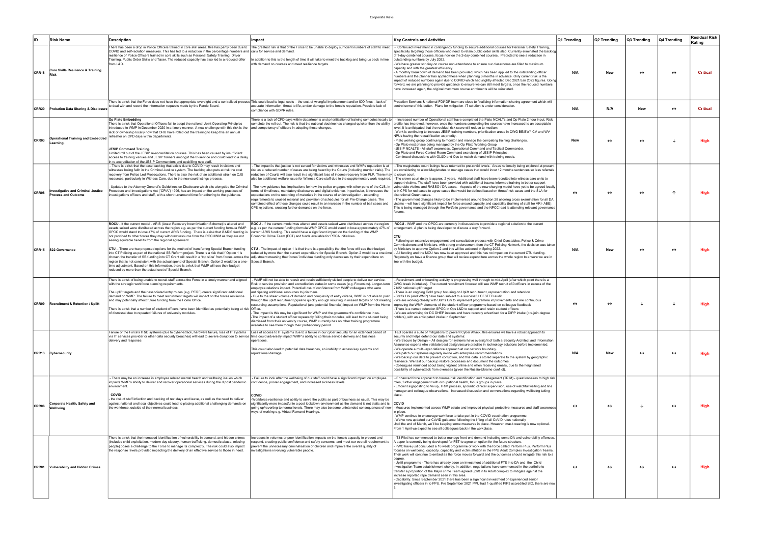| ID | Risk Name | Description | Impact | Key Controls and Activities | Q1 Trending | Q2 Trending | Q3 Trending | Q4 Trending | Residual Risk Rating |
|---|---|---|---|---|---|---|---|---|---|
| CRR18 | Core Skills Resilience & Training Risk | There has been a drop in Police Officers trained in core skill areas, this has partly been due to COVID and self-isolation measures. This has led to a reduction in the percentage numbers and resilience of Police Officers trained in core skills such as Personal Safety Training, Driver Training, Public Order Skills and Taser. The reduced capacity has also led to a reduced offer from L&D. | The greatest risk is that of the Force to be unable to deploy sufficient numbers of staff to meet calls for service and demand.<br><br>In addition to this is the length of time it will take to meet the backlog and bring us back in line with demand on courses and meet resilience targets. | - Continued investment in contingency funding to secure additional courses for Personal Safety Training, specifically targeting those officers who need to retain public order skills also. Currently eliminated the backlog of 1-day combined courses, focus now on the 2-day combined courses. Predicted to see a reduction in outstanding numbers by July 2022.<br>- We have greater scrutiny on course non-attendance to ensure our classrooms are filled to maximum capacity and with the greatest efficiency.<br>- A monthly breakdown of demand has been provided, which has been applied to the outstanding officer numbers and the planner has applied these when planning 6 months in advance. Only current risk is the impact of reduced numbers again due to COVID which had slightly affected Dec 2021/Jan 2022 figures. Going forward, we are planning to provide guidance to ensure we can still meet targets, once the reduced numbers have increased again, the original maximum course enrolments will be reinstated. | N/A | New | ↔ | ↔ | Critical |
| CRR20 | Probation Data Sharing & Disclosure | There is a risk that the Force does not have the appropriate oversight and a centralised process to deal with and record the information requests made by the Parole Board. | This could lead to legal costs – the cost of wrongful imprisonment and/or ICO fines – lack of accurate information, threat to life, and/or damage to the force's reputation. Possible lack of compliance with GDPR rules. | Probation Services & national FOI/ DP team are close to finalising information sharing agreement which will control some of this better. Plans for mitigation- IT solution is under consideration. | N/A | N/A | New | ↔ | Critical |
| CRR03 | Operational Training and Embedded Learning. | **Op Plato Embedding**<br>There is a risk that Operational Officers fail to adopt the national Joint Operating Principles introduced to WMP in December 2020 in a timely manner. A new challenge with this risk is the lack of ownership locally now that ORU have rolled out the training to keep this an annual refresher on CPD days within departments.<br><br>**JESIP Command Training.**<br>Limited roll out of the JESIP re-accreditation courses. This has been caused by insufficient access to training venues and JESIP trainers amongst the tri-service and could lead to a delay in re-accreditation of the JESIP Commanders and upskilling new staff. | There is a lack of CPD days within departments and prioritisation of training competes locally to complete the roll out. The risk is that the national doctrine has changed quicker than the ability and competency of officers in adopting these changes. | - Increased number of Operational staff have completed the Plato NCALTs and Op Plato 2 hour input. Risk profile has improved, however, once the numbers completing the courses have increased to an acceptable level, it is anticipated that the residual risk score will reduce to medium.<br>- Work is continuing to increase JESIP training numbers, prioritisation areas in CWG BE/BW/, CV and WV NPUs having the requalification as priority.<br>- Plato working group continuing to monitor and manage the competing training challenges.<br>- Op Plato next phase being managed by the Op Plato Working Group<br>- JESIP NCALTS - All staff awareness, Operational Command and Tactical Commander.<br>- Op Plato and Force Control Room Command exercising of JESIP Principles.<br>- Continued discussions with OL&D and Ops to match demand with training needs. | New | ↔ | ↔ | ↓ | High |
| CRR08 | Investigative and Criminal Justice Process and Outcome | - There is a risk that the case backlog that exists due to COVID may result in victims and witnesses losing faith in the Criminal Justice system. The backlog also puts at risk the cost recovery from Police Led Prosecutions. There is also the risk of an additional strain on CJS resources, particularly in Witness Care, due to the new court listings process.<br><br>- Updates to the Attorney General's Guidelines on Disclosure which sits alongside the Criminal Procedure and Investigations Act ("CPIA") 1996, has an impact on the working practices of investigations officers and staff, with a short turnaround time for adhering to the guidance. | - The impact is that justice is not served for victims and witnesses and WMPs reputation is at risk as a reduced number of cases are being heard by the Courts (including murder trials). The reduction of Courts will also result in a significant loss of income recovery from PLP. There may also be additional welfare issue for Witness Care staff due to the supplementary work required.<br><br>- The new guidance has implications for how the police engages with other parts of the CJS, in terms of timeliness, mandatory disclosures and digital evidence. In particular, it increases the expectations on the recording of materials in the course of an investigation - extending requirements to unused material and provision of schedules for all Pre-Charge cases. The combined effect of these changes could result in an increase in the number of bail cases and CPS rejections, creating further demands on the force. | - The magistrates court listings have returned to pre-covid levels. Areas nationally being explored at present are considering to allow Magistrates to manage cases that would incur 12 months sentences so less referrals to crown court.<br>- The crown court delay is approx. 2 years. Additional staff have been recruited into witness care units to support victims. The staff have been provided with additional trauma informed training to better support vulnerable victims and RASSO / DA cases. Aspects of the new charging model have yet to be agreed locally with CPS for red cases to agree cases that would be defined based on threat/ risk cases and the SLA for discretional Green cases.<br>- The government changes likely to be implemented around Section 28 allowing cross examination for all DA victims – will have significant impact for force around capacity and capability (training of staff for VRI- ABE). This is being managed through the Portfolio governance and the NPCC lead is attending relevant governance forums. | ↔ | ↔ | ↔ | ↑ | High |
| CRR15 | S22 Governance | **ROCU** - If the current model - ARIS (Asset Recovery Incentivisation Scheme) is altered and assets seized were distributed across the region e.g. as per the current funding formula WMP OPCC would stand to lose 47% of current ARIS funding. There is a risk that if ARIS funding is not provided to other forces they may withdraw resource from the ROCUWM as they are not seeing equitable benefits from the regional agreement.<br><br>**CTU** – There are two proposed options for the method of transferring Special Branch funding into CT Policing as part of the national SB Reform project. There is a risk that if Option 1 is chosen the transfer of SB funding into CT Grant will result in a 'top slice' from forces across the region that is not consistent with the actual spend of Special Branch. Option 2 would be a one-time adjustment. Based on this information, there is a risk that WMP will see their budget reduced by more than the actual cost of Special Branch. | **ROCU** - If the current model was altered and assets seized were distributed across the region e.g. as per the current funding formula WMP OPCC would stand to lose approximately 47% of current ARIS funding. This would have a significant impact on the funding of the WMP Economic Crime Team (ECT) and funds available for POCA initiatives.<br><br>**CTU** - The impact of option 1 is that there is a possibility that the force will see their budget reduced by more than the current expenditure for Special Branch. Option 2 would be a one-time adjustment meaning that forces' individual funding only decreases by their expenditure on Special Branch. | **ROCU** - WMP and the OPCC are currently in discussions to provide a regional solution to the current arrangement. A plan is being developed to discuss a way forward.<br><br>**CTU**<br>- Following an extensive engagement and consultation process with Chief Constables, Police & Crime Commissioners and Ministers, with strong endorsement from the CT Policing Network, the decision was taken by Ministers to approve Option 2 and this will be actioned in Spring 2022.<br>- All funding and the MOU has now been approved and this has no impact on the current CTU funding. Regionally we have a finance group that will review expenditure across the whole region to ensure we are in line with the budget. | N/A | New | ↔ | ↔ | High |
| CRR09 | Recruitment & Retention / Uplift | There is a risk of being unable to recruit staff across the Force in a timely manner and aligned with the strategic workforce planning requirements.<br><br>The uplift targets and their associated entry routes (e.g. PEQF) create significant additional demand on WMP. The failure to meet recruitment targets will impact on the forces resilience and may potentially affect future funding from the Home Office.<br><br>There is a risk that a number of student officers have been identified as potentially being at risk of dismissal due to repeated failures of university modules. | - WMP will not be able to recruit and retain sufficiently skilled people to deliver our service. Risk to service provision and accreditation status in some cases (e.g. Forensics). Longer-term employee relations impact. Potential loss of confidence from WMP colleagues who were anticipating additional resources to join them.<br>- Due to the sheer volume of demand and complexity of entry criteria, WMP is not able to push through the uplift recruitment pipeline quickly enough resulting in missed targets or not meeting resourcing assumptions. Reputational (and potential financial) impact on WMP from the Home Office.<br>- The impact is this may be significant for WMP and the government's confidence in us.<br>-The impact of a student officer repeatedly failing their modules, will lead to the student being dismissed from their university course, WMP currently has no other training programme available to see them through their probationary period. | - Recruitment and onboarding activity is progressing well through to mid-April (after which point there is a CWG break in intakes). The current recruitment forecast will see WMP recruit c60 officers in excess of the 21/22 national uplift target<br>- There is an ongoing Gold group focusing on Uplift recruitment, representation and retention<br>- Staffs Uni (and WMP) have been subject to a successful OFSTED audit<br>- We are working closely with Staffs Uni to implement programme improvements and are continuous improving the WMP elements of the student officer programme based on colleague feedback<br>- There is a named retention SPOC in Ops L&D to support and retain student officers<br>- We are advertising for DC DHEP intakes and have recently advertised for a DIPP intake (pre-join degree holders), with an anticipated intake in September | ↔ | ↔ | ↓ | ↓ | High |
| CRR13 | Cybersecurity | Failure of the Force's IT&D systems (due to cyber-attack, hardware failure, loss of IT systems via IT services provider or other data security breaches) will lead to severe disruption to service delivery and response. | Loss of access to IT systems due to a failure in our cyber security for an extended period of time could adversely impact WMP's ability to continue service delivery and business operations.<br><br>This could also lead to potential data breaches, an inability to access key systems and reputational damage. | IT&D operate a suite of mitigations to prevent Cyber Attack, this ensures we have a robust approach to security and helps defend our data and systems:<br>- We Secure by Design – All designs for systems have oversight of both a Security Architect and Information Assurance experts who validate best design/secure practise in technology solutions before implemented.<br>- We operate a multi-layer defence approach at our network boundary.<br>- We patch our systems regularly in-line with enterprise recommendations.<br>- We backup our data to prevent corruption, and this data is stored separate to the system by geographic resilience. We test our backup restore processes and document the outcomes.<br>- Colleagues reminded about being vigilant online and when receiving emails, due to the heightened possibility of cyber-attack from overseas (given the Russia-Ukraine conflict). | N/A | New | ↔ | ↔ | High |
| CRR06 | Corporate Health, Safety and Wellbeing | - There may be an increase in employee related mental health and wellbeing issues which impacts WMP's ability to deliver and recover operational services during the d post pandemic environment.<br><br>**COVID**<br>- the risk of staff infection and backlog of rest days and leave, as well as the need to deliver against national and local objectives could lead to placing additional challenging demands on the workforce, outside of their normal business. | - Failure to look after the wellbeing of our staff could have a significant impact on employee confidence, poorer engagement, and increased sickness levels.<br><br>**COVID**<br>-Workforce resilience and ability to serve the public as part of business as usual. This may be significantly more impactful in a post lockdown environment as the demand is not static and is going up/reverting to normal levels. There may also be some unintended consequences of new ways of working e.g. Virtual Remand Hearings. | - Enhanced force approach to trauma risk identification and management (TRIM) - questionnaires to high risk roles, further engagement with occupational health, focus groups in place.<br>- Efficient signposting to Vivup, TRIM process, sporadic clinical supervision, use of watchful waiting and line manager and colleague observations. Increased discussion and conversations regarding wellbeing taking place.<br><br>**COVID**<br>- Measures implemented across WMP estate and improved physical protective measures and staff awareness in place.<br>- WMP continue to encourage workforce to take part in the COVID vaccination programme.<br>- We've now updated our CoVID guidance following the lifting of all CoVID rules nationally<br>Until the end of March, we'll be keeping some measures in place. However, mask wearing is now optional. From 1 April we expect to see all colleagues back in the workplace. | ↔ | ↔ | ↓ | ↔ | High |
| CRR01 | Vulnerability and Hidden Crimes | There is a risk that the increased identification of vulnerability in demand, and hidden crimes (includes child exploitation, modern day slavery, human trafficking, domestic abuse, missing people) poses a challenge to the Force to manage its complexity. The risk could also impact the response levels provided impacting the delivery of an effective service to those in need. | Increases in volumes or poor identification impacts on the force's capacity to prevent and respond, creating public confidence and safety concerns, and meet our overall requirement to prevent the unnecessary criminalisation of children and improve the overall quality of investigations involving vulnerable people. | - T3 Pilot has commenced to better manage front end demand including some DA and vulnerability offences. A paper is currently being developed for FET to agree an option for the future structure.<br>- PWC have just concluded a 16 week programme of work with the force called Perform Plus. Perform Plus focuses on wellbeing, capacity, capability and victim attrition in the PPU Adult Complex Investigation Teams. Their work will continue to embed as the force moves forward and the outcomes should mitigate this risk to a degree.<br>- Uplift programme - There has already been an investment of additional FTE into DA and the Child Investigation Team establishment shortly. In addition, negotiations have commenced in the portfolio to transfer a proportion of the Major crime Team agreed uplift in to Adult complex to mitigate against the increase reported rape demand seen in this area.<br>- Capability. Since September 2021 there has been a significant investment of experienced senior investigating officers in to PPU. Pre September 2021 PPU had 1 qualified PIP3 accredited SIO, there are now 5. | ↔ | ↔ | ↔ | ↔ | High |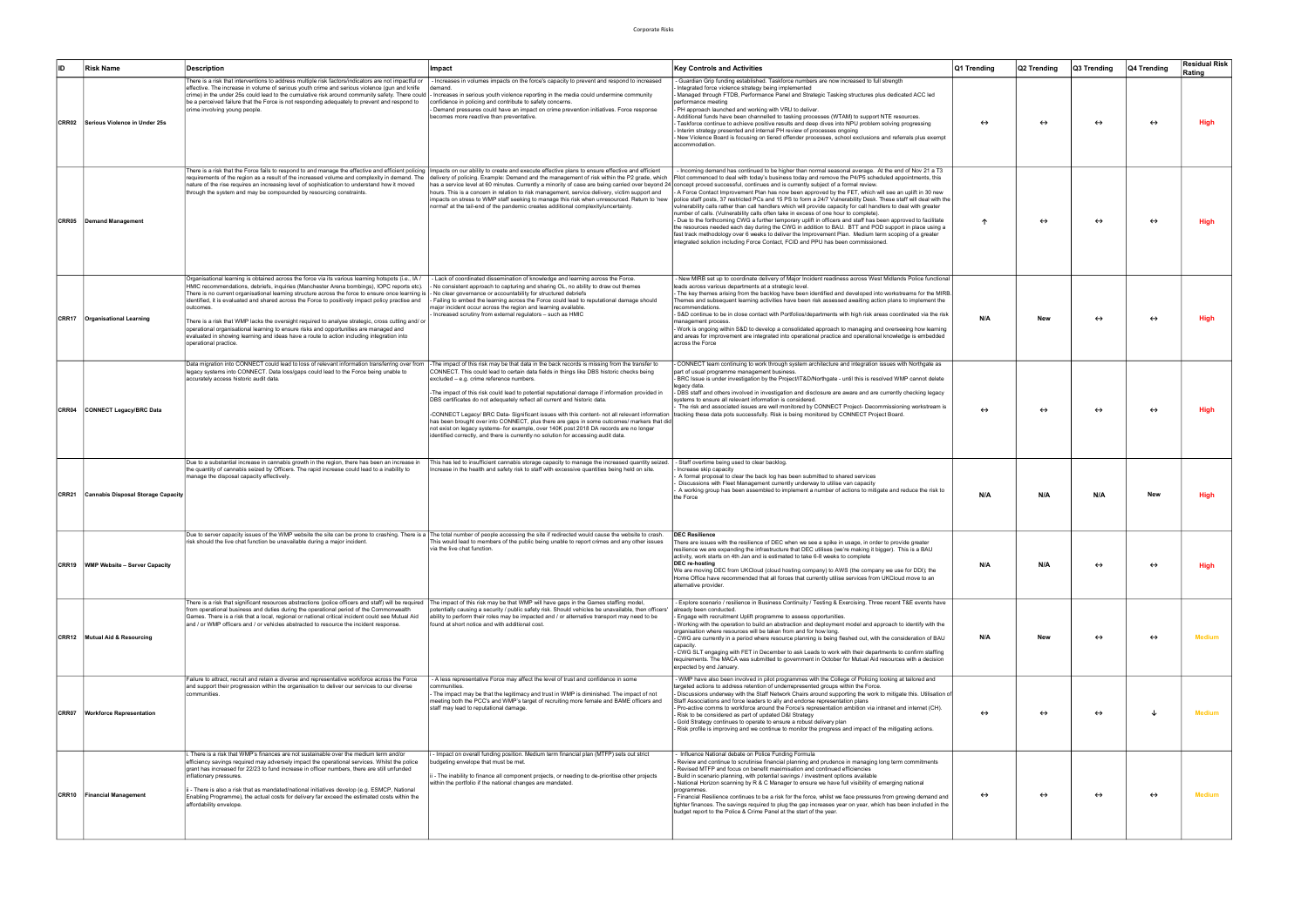| ID | Risk Name | Description | Impact | Key Controls and Activities | Q1 Trending | Q2 Trending | Q3 Trending | Q4 Trending | Residual Risk Rating |
|---|---|---|---|---|---|---|---|---|---|
| CRR02 | Serious Violence in Under 25s | There is a risk that interventions to address multiple risk factors/indicators are not impactful or effective. The increase in volume of serious youth crime and serious violence (gun and knife crime) in the under 25s could lead to the cumulative risk around community safety. There could be a perceived failure that the Force is not responding adequately to prevent and respond to crime involving young people. | - Increases in volumes impacts on the force's capacity to prevent and respond to increased demand.<br>- Increases in serious youth violence reporting in the media could undermine community confidence in policing and contribute to safety concerns.<br>- Demand pressures could have an impact on crime prevention initiatives. Force response becomes more reactive than preventative. | - Guardian Grip funding established. Taskforce numbers are now increased to full strength<br>- Integrated force violence strategy being implemented<br>- Managed through FTDB, Performance Panel and Strategic Tasking structures plus dedicated ACC led performance meeting<br>- PH approach launched and working with VRU to deliver.<br>- Additional funds have been channelled to tasking processes (WTAM) to support NTE resources.<br>- Taskforce continue to achieve positive results and deep dives into NPU problem solving progressing<br>- Interim strategy presented and internal PH review of processes ongoing<br>- New Violence Board is focusing on tiered offender processes, school exclusions and referrals plus exempt accommodation. | ↔ | ↔ | ↔ | ↔ | High |
| CRR05 | Demand Management | There is a risk that the Force fails to respond to and manage the effective and efficient policing requirements of the region as a result of the increased volume and complexity in demand. The nature of the rise requires an increasing level of sophistication to understand how it moved through the system and may be compounded by resourcing constraints. | Impacts on our ability to create and execute effective plans to ensure effective and efficient delivery of policing. Example: Demand and the management of risk within the P2 grade, which has a service level at 60 minutes. Currently a minority of case are being carried over beyond 24 hours. This is a concern in relation to risk management, service delivery, victim support and impacts on stress to WMP staff seeking to manage this risk when unresourced. Return to 'new normal' at the tail-end of the pandemic creates additional complexity/uncertainty. | - Incoming demand has continued to be higher than normal seasonal average. At the end of Nov 21 a T3 Pilot commenced to deal with today's business today and remove the P4/P5 scheduled appointments, this concept proved successful, continues and is currently subject of a formal review.<br>- A Force Contact Improvement Plan has now been approved by the FET, which will see an uplift in 30 new police staff posts, 37 restricted PCs and 15 PS to form a 24/7 Vulnerability Desk. These staff will deal with the vulnerability calls rather than call handlers which will provide capacity for call handlers to deal with greater number of calls. (Vulnerability calls often take in excess of one hour to complete).<br>- Due to the forthcoming CWG a further temporary uplift in officers and staff has been approved to facilitate the resources needed each day during the CWG in addition to BAU. BTT and POD support in place using a fast track methodology over 6 weeks to deliver the Improvement Plan. Medium term scoping of a greater integrated solution including Force Contact, FCID and PPU has been commissioned. | ↑ | ↔ | ↔ | ↔ | High |
| CRR17 | Organisational Learning | Organisational learning is obtained across the force via its various learning hotspots (i.e., IA / HMIC recommendations, debriefs, inquiries (Manchester Arena bombings), IOPC reports etc). There is no current organisational learning structure across the force to ensure once learning is identified, it is evaluated and shared across the Force to positively impact policy practise and outcomes.<br><br>There is a risk that WMP lacks the oversight required to analyse strategic, cross cutting and/or operational organisational learning to ensure risks and opportunities are managed and evaluated in showing learning and ideas have a route to action including integration into operational practice. | - Lack of coordinated dissemination of knowledge and learning across the Force.<br>- No consistent approach to capturing and sharing OL, no ability to draw out themes<br>- No clear governance or accountability for structured debriefs<br>- Failing to embed the learning across the Force could lead to reputational damage should major incident occur across the region and learning available.<br>- Increased scrutiny from external regulators – such as HMIC | - New MIRB set up to coordinate delivery of Major Incident readiness across West Midlands Police functional leads across various departments at a strategic level.<br>- The key themes arising from the backlog have been identified and developed into workstreams for the MIRB. Themes and subsequent learning activities have been risk assessed awaiting action plans to implement the recommendations.<br>- S&D continue to be in close contact with Portfolios/departments with high risk areas coordinated via the risk management process.<br>- Work is ongoing within S&D to develop a consolidated approach to managing and overseeing how learning and areas for improvement are integrated into operational practice and operational knowledge is embedded across the Force | N/A | New | ↔ | ↔ | High |
| CRR04 | CONNECT Legacy/BRC Data | Data migration into CONNECT could lead to loss of relevant information transferring over from legacy systems into CONNECT. Data loss/gaps could lead to the Force being unable to accurately access historic audit data. | -The impact of this risk may be that data in the back records is missing from the transfer to CONNECT. This could lead to certain data fields in things like DBS historic checks being excluded – e.g. crime reference numbers.<br><br>-The impact of this risk could lead to potential reputational damage if information provided in DBS certificates do not adequately reflect all current and historic data.<br><br>-CONNECT Legacy/ BRC Data- Significant issues with this content- not all relevant information has been brought over into CONNECT, plus there are gaps in some outcomes/ markers that did not exist on legacy systems- for example, over 140K post 2018 DA records are no longer identified correctly, and there is currently no solution for accessing audit data. | - CONNECT team continuing to work through system architecture and integration issues with Northgate as part of usual programme management business.<br>- BRC issue is under investigation by the Project/IT&D/Northgate - until this is resolved WMP cannot delete legacy data.<br>- DBS staff and others involved in investigation and disclosure are aware and are currently checking legacy systems to ensure all relevant information is considered.<br>- The risk and associated issues are well monitored by CONNECT Project- Decommissioning workstream is tracking these data pots successfully. Risk is being monitored by CONNECT Project Board. | ↔ | ↔ | ↔ | ↔ | High |
| CRR21 | Cannabis Disposal Storage Capacity | Due to a substantial increase in cannabis growth in the region, there has been an increase in the quantity of cannabis seized by Officers. The rapid increase could lead to a inability to manage the disposal capacity effectively. | This has led to insufficient cannabis storage capacity to manage the increased quantity seized. Increase in the health and safety risk to staff with excessive quantities being held on site. | - Staff overtime being used to clear backlog.<br>- Increase skip capacity<br>- A formal proposal to clear the back log has been submitted to shared services<br>- Discussions with Fleet Management currently underway to utilise van capacity<br>- A working group has been assembled to implement a number of actions to mitigate and reduce the risk to the Force | N/A | N/A | N/A | New | High |
| CRR19 | WMP Website – Server Capacity | Due to server capacity issues of the WMP website the site can be prone to crashing. There is a risk should the live chat function be unavailable during a major incident. | The total number of people accessing the site if redirected would cause the website to crash. This would lead to members of the public being unable to report crimes and any other issues via the live chat function. | **DEC Resilience**<br>There are issues with the resilience of DEC when we see a spike in usage, in order to provide greater resilience we are expanding the infrastructure that DEC utilises (we're making it bigger). This is a BAU activity, work starts on 4th Jan and is estimated to take 6-8 weeks to complete<br>**DEC re-hosting**<br>We are moving DEC from UKCloud (cloud hosting company) to AWS (the company we use for DDI); the Home Office have recommended that all forces that currently utilise services from UKCloud move to an alternative provider. | N/A | N/A | ↔ | ↔ | High |
| CRR12 | Mutual Aid & Resourcing | There is a risk that significant resources abstractions (police officers and staff) will be required from operational business and duties during the operational period of the Commonwealth Games. There is a risk that a local, regional or national critical incident could see Mutual Aid and / or WMP officers and / or vehicles abstracted to resource the incident response. | The impact of this risk may be that WMP will have gaps in the Games staffing model, potentially causing a security / public safety risk. Should vehicles be unavailable, then officers' ability to perform their roles may be impacted and / or alternative transport may need to be found at short notice and with additional cost. | - Explore scenario / resilience in Business Continuity / Testing & Exercising. Three recent T&E events have already been conducted.<br>- Engage with recruitment Uplift programme to assess opportunities.<br>- Working with the operation to build an abstraction and deployment model and approach to identify with the organisation where resources will be taken from and for how long.<br>- CWG are currently in a period where resource planning is being fleshed out, with the consideration of BAU capacity.<br>- CWG SLT engaging with FET in December to ask Leads to work with their departments to confirm staffing requirements. The MACA was submitted to government in October for Mutual Aid resources with a decision expected by end January. | N/A | New | ↔ | ↔ | Medium |
| CRR07 | Workforce Representation | Failure to attract, recruit and retain a diverse and representative workforce across the Force and support their progression within the organisation to deliver our services to our diverse communities. | - A less representative Force may affect the level of trust and confidence in some communities.<br>- The impact may be that the legitimacy and trust in WMP is diminished. The impact of not meeting both the PCC's and WMP's target of recruiting more female and BAME officers and staff may lead to reputational damage. | - WMP have also been involved in pilot programmes with the College of Policing looking at tailored and targeted actions to address retention of underrepresented groups within the Force.<br>- Discussions underway with the Staff Network Chairs around supporting the work to mitigate this. Utilisation of Staff Associations and force leaders to ally and endorse representation plans<br>- Pro-active comms to workforce around the Force's representation ambition via intranet and internet (CH).<br>- Risk to be considered as part of updated D&I Strategy<br>- Gold Strategy continues to operate to ensure a robust delivery plan<br>- Risk profile is improving and we continue to monitor the progress and impact of the mitigating actions. | ↔ | ↔ | ↔ | ↓ | Medium |
| CRR10 | Financial Management | i. There is a risk that WMP's finances are not sustainable over the medium term and/or efficiency savings required may adversely impact the operational services. Whilst the police grant has increased for 22/23 to fund increase in officer numbers, there are still unfunded inflationary pressures.<br><br>ii - There is also a risk that as mandated/national initiatives develop (e.g. ESMCP, National Enabling Programme), the actual costs for delivery far exceed the estimated costs within the affordability envelope. | i - Impact on overall funding position. Medium term financial plan (MTFP) sets out strict budgeting envelope that must be met.<br><br>ii - The inability to finance all component projects, or needing to de-prioritise other projects within the portfolio if the national changes are mandated. | - Influence National debate on Police Funding Formula<br>- Review and continue to scrutinise financial planning and prudence in managing long term commitments<br>- Revised MTFP and focus on benefit maximisation and continued efficiencies<br>- Build in scenario planning, with potential savings / investment options available<br>- National Horizon scanning by R & C Manager to ensure we have full visibility of emerging national programmes.<br>- Financial Resilience continues to be a risk for the force, whilst we face pressures from growing demand and tighter finances. The savings required to plug the gap increases year on year, which has been included in the budget report to the Police & Crime Panel at the start of the year. | ↔ | ↔ | ↔ | ↔ | Medium |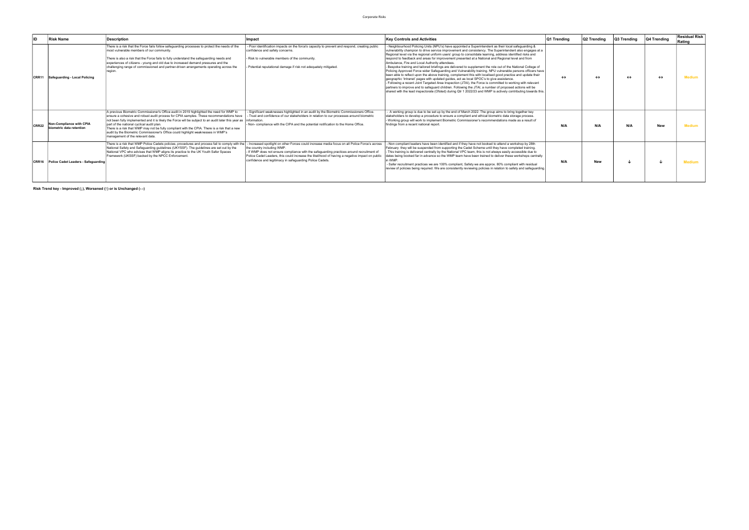# Corporate Risks

| ID | Risk Name | Description | Impact | Key Controls and Activities | Q1 Trending | Q2 Trending | Q3 Trending | Q4 Trending | Residual Risk Rating |
|---|---|---|---|---|---|---|---|---|---|
| CRR11 | Safeguarding - Local Policing | There is a risk that the Force fails follow safeguarding processes to protect the needs of the most vulnerable members of our community.<br><br>There is also a risk that the Force fails to fully understand the safeguarding needs and experiences of citizens - young and old due to increased demand pressures and the challenging range of commissioned and partner-driven arrangements operating across the region. | - Poor identification impacts on the force's capacity to prevent and respond, creating public confidence and safety concerns.<br><br>- Risk to vulnerable members of the community.<br><br>- Potential reputational damage if risk not adequately mitigated. | - Neighbourhood Policing Units (NPU's) have appointed a Superintendent as their local safeguarding & vulnerability champion to drive service improvement and consistency. The Superintendent also engages at a Regional level via the regional uniform users' group to consolidate learning, address identified risks and respond to feedback and areas for improvement presented at a National and Regional level and from Ambulance, Fire and Local Authority attendees.<br>- Bespoke training and tailored briefings are delivered to supplement the role out of the National College of Policing Approved Force wider Safeguarding and Vulnerability training. NPU vulnerable persons officers have been able to reflect upon the above training, complement this with localised good practice and update their geographic 'Intranet' pages with updated guides, act as local SPOC's to give assistance.<br>- Following a recent Joint Targeted Area Inspection (JTAI), the Force is committed to working with relevant partners to improve and to safeguard children. Following the JTAI, a number of proposed actions will be shared with the lead inspectorate (Ofsted) during Qtr 1 2022/23 and WMP is actively contributing towards this. | ↔ | ↔ | ↔ | ↔ | Medium |
| CRR22 | Non-Compliance with CPIA biometric data retention | A previous Biometric Commissioner's Office audit in 2019 highlighted the need for WMP to ensure a cohesive and robust audit process for CPIA samples. These recommendations have not been fully implemented and it is likely the Force will be subject to an audit later this year as part of the national cyclical audit plan.<br>There is a risk that WMP may not be fully compliant with the CPIA. There is a risk that a new audit by the Biometric Commissioner's Office could highlight weaknesses in WMP's management of the relevant data. | - Significant weaknesses highlighted in an audit by the Biometric Commissioners Office.<br>- Trust and confidence of our stakeholders in relation to our processes around biometric information.<br>- Non- compliance with the CIPA and the potential notification to the Home Office. | - A working group is due to be set up by the end of March 2022. The group aims to bring together key stakeholders to develop a procedure to ensure a compliant and ethical biometric data storage process.<br>- Working group will work to implement Biometric Commissioner's recommendations made as a result of findings from a recent national report. | N/A | N/A | N/A | New | Medium |
| CRR16 | Police Cadet Leaders - Safeguarding | There is a risk that WMP Police Cadets policies, procedures and process fail to comply with the National Safety and Safeguarding guidelines (UKYSSF). The guidelines are set out by the National VPC who advises that WMP aligns its practice to the UK Youth Safer Spaces Framework (UKSSF) backed by the NPCC Enforcement. | - Increased spotlight on other Forces could increase media focus on all Police Force's across the country including WMP.<br>- If WMP does not ensure compliance with the safeguarding practices around recruitment of Police Cadet Leaders, this could increase the likelihood of having a negative impact on public confidence and legitimacy in safeguarding Police Cadets. | - Non compliant leaders have been identified and if they have not booked to attend a workshop by 28th February they will be suspended from supporting the Cadet Scheme until they have completed training.<br>- This training is delivered centrally by the National VPC team, this is not always easily accessible due to dates being booked far in advance so the WMP team have been trained to deliver these workshops centrally in WMP.<br>- Safer recruitment practices we are 100% compliant, Safety we are approx. 80% compliant with residual review of policies being required. We are consistently reviewing policies in relation to safety and safeguarding. | N/A | New | ↓ | ↓ | Medium |

**Risk Trend key - Improved (↓), Worsened (↑) or is Unchanged (↔)**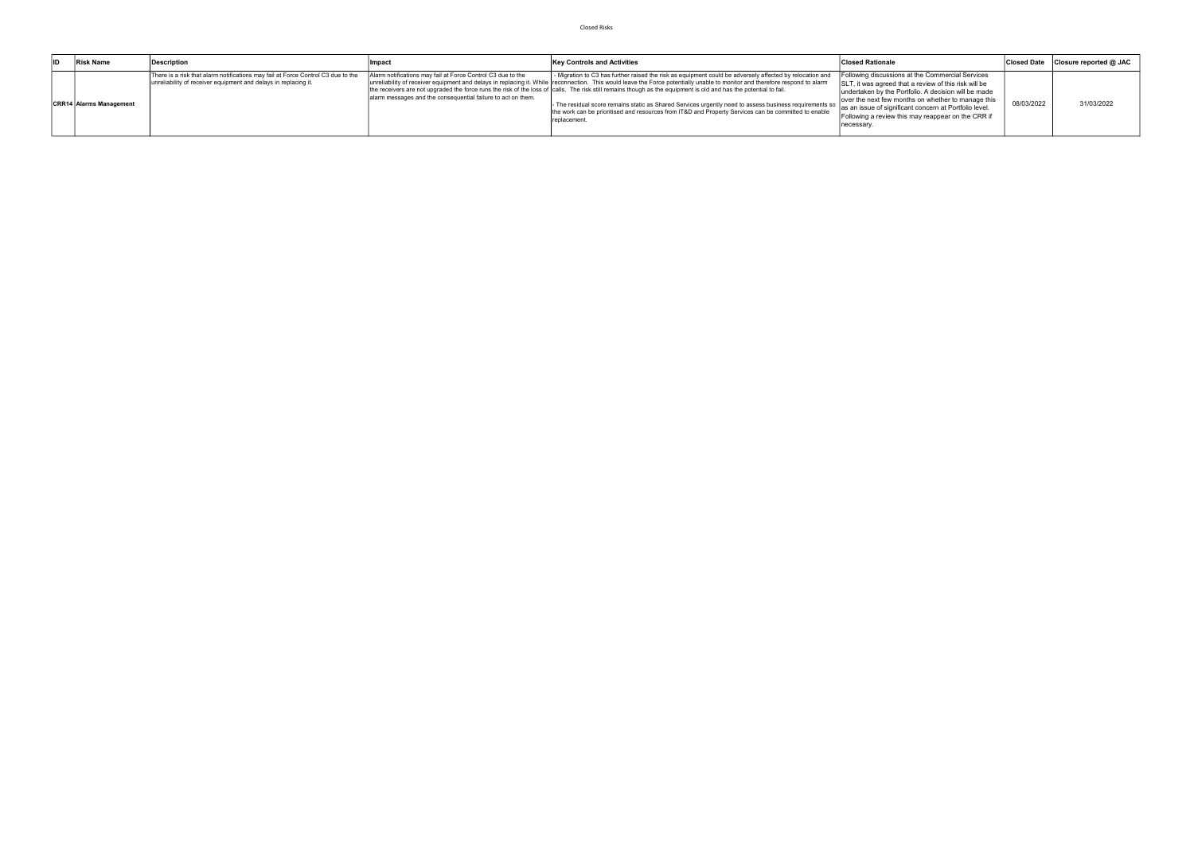Closed Risks

| ID | Risk Name | Description | Impact | Key Controls and Activities | Closed Rationale | Closed Date | Closure reported @ JAC |
|---|---|---|---|---|---|---|---|
| CRR14 | Alarms Management | There is a risk that alarm notifications may fail at Force Control C3 due to the unreliability of receiver equipment and delays in replacing it. | Alarm notifications may fail at Force Control C3 due to the unreliability of receiver equipment and delays in replacing it. While the receivers are not upgraded the force runs the risk of the loss of alarm messages and the consequential failure to act on them. | - Migration to C3 has further raised the risk as equipment could be adversely affected by relocation and reconnection. This would leave the Force potentially unable to monitor and therefore respond to alarm calls. The risk still remains though as the equipment is old and has the potential to fail.<br><br>- The residual score remains static as Shared Services urgently need to assess business requirements so the work can be prioritised and resources from IT&D and Property Services can be committed to enable replacement. | Following discussions at the Commercial Services SLT, it was agreed that a review of this risk will be undertaken by the Portfolio. A decision will be made over the next few months on whether to manage this as an issue of significant concern at Portfolio level. Following a review this may reappear on the CRR if necessary. | 08/03/2022 | 31/03/2022 |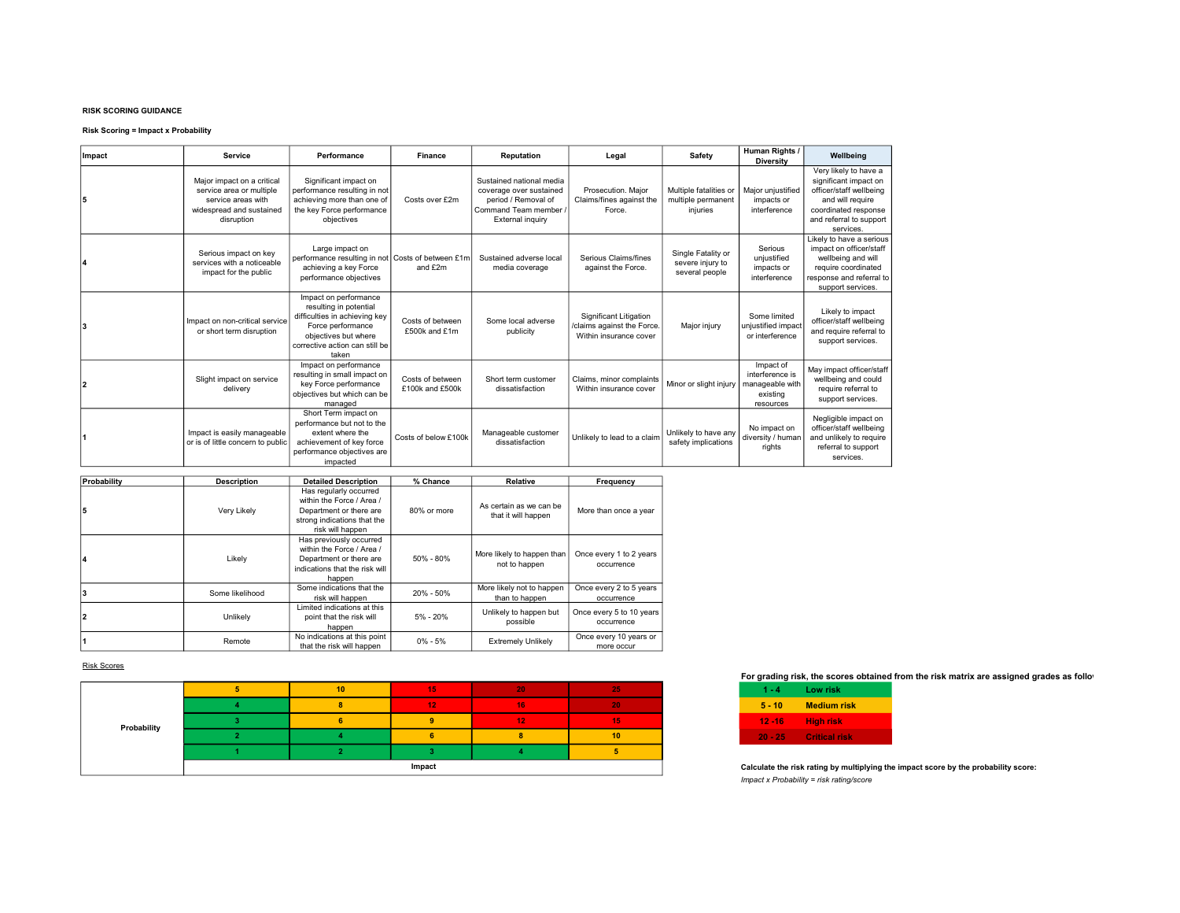**RISK SCORING GUIDANCE**

**Risk Scoring = Impact x Probability**

| Impact | Service | Performance | Finance | Reputation | Legal | Safety | Human Rights / Diversity | Wellbeing |
|---|---|---|---|---|---|---|---|---|
| 5 | Major impact on a critical service area or multiple service areas with widespread and sustained disruption | Significant impact on performance resulting in not achieving more than one of the key Force performance objectives | Costs over £2m | Sustained national media coverage over sustained period / Removal of Command Team member / External inquiry | Prosecution. Major Claims/fines against the Force. | Multiple fatalities or multiple permanent injuries | Major unjustified impacts or interference | Very likely to have a significant impact on officer/staff wellbeing and will require coordinated response and referral to support services. |
| 4 | Serious impact on key services with a noticeable impact for the public | Large impact on performance resulting in not achieving a key Force performance objectives | Costs of between £1m and £2m | Sustained adverse local media coverage | Serious Claims/fines against the Force. | Single Fatality or severe injury to several people | Serious unjustified impacts or interference | Likely to have a serious impact on officer/staff wellbeing and will require coordinated response and referral to support services. |
| 3 | Impact on non-critical service or short term disruption | Impact on performance resulting in potential difficulties in achieving key Force performance objectives but where corrective action can still be taken | Costs of between £500k and £1m | Some local adverse publicity | Significant Litigation /claims against the Force. Within insurance cover | Major injury | Some limited unjustified impact or interference | Likely to impact officer/staff wellbeing and require referral to support services. |
| 2 | Slight impact on service delivery | Impact on performance resulting in small impact on key Force performance objectives but which can be managed | Costs of between £100k and £500k | Short term customer dissatisfaction | Claims, minor complaints Within insurance cover | Minor or slight injury | Impact of interference is manageable with existing resources | May impact officer/staff wellbeing and could require referral to support services. |
| 1 | Impact is easily manageable or is of little concern to public | Short Term impact on performance but not to the extent where the achievement of key force performance objectives are impacted | Costs of below £100k | Manageable customer dissatisfaction | Unlikely to lead to a claim | Unlikely to have any safety implications | No impact on diversity / human rights | Negligible impact on officer/staff wellbeing and unlikely to require referral to support services. |

| Probability | Description | Detailed Description | % Chance | Relative | Frequency |
|---|---|---|---|---|---|
| 5 | Very Likely | Has regularly occurred within the Force / Area / Department or there are strong indications that the risk will happen | 80% or more | As certain as we can be that it will happen | More than once a year |
| 4 | Likely | Has previously occurred within the Force / Area / Department or there are indications that the risk will happen | 50% - 80% | More likely to happen than not to happen | Once every 1 to 2 years occurrence |
| 3 | Some likelihood | Some indications that the risk will happen | 20% - 50% | More likely not to happen than to happen | Once every 2 to 5 years occurrence |
| 2 | Unlikely | Limited indications at this point that the risk will happen | 5% - 20% | Unlikely to happen but possible | Once every 5 to 10 years occurrence |
| 1 | Remote | No indications at this point that the risk will happen | 0% - 5% | Extremely Unlikely | Once every 10 years or more occur |

Risk Scores

| | | | | | |
|---|---|---|---|---|---|
| Probability | 5 | 10 | 15 | 20 | 25 |
| | 4 | 8 | 12 | 16 | 20 |
| | 3 | 6 | 9 | 12 | 15 |
| | 2 | 4 | 6 | 8 | 10 |
| | 1 | 2 | 3 | 4 | 5 |
| | Impact | | | | |

**For grading risk, the scores obtained from the risk matrix are assigned grades as follo**

| | |
|---|---|
| 1 - 4 | Low risk |
| 5 - 10 | Medium risk |
| 12 -16 | High risk |
| 20 - 25 | Critical risk |

**Calculate the risk rating by multiplying the impact score by the probability score:**

*Impact x Probability = risk rating/score*